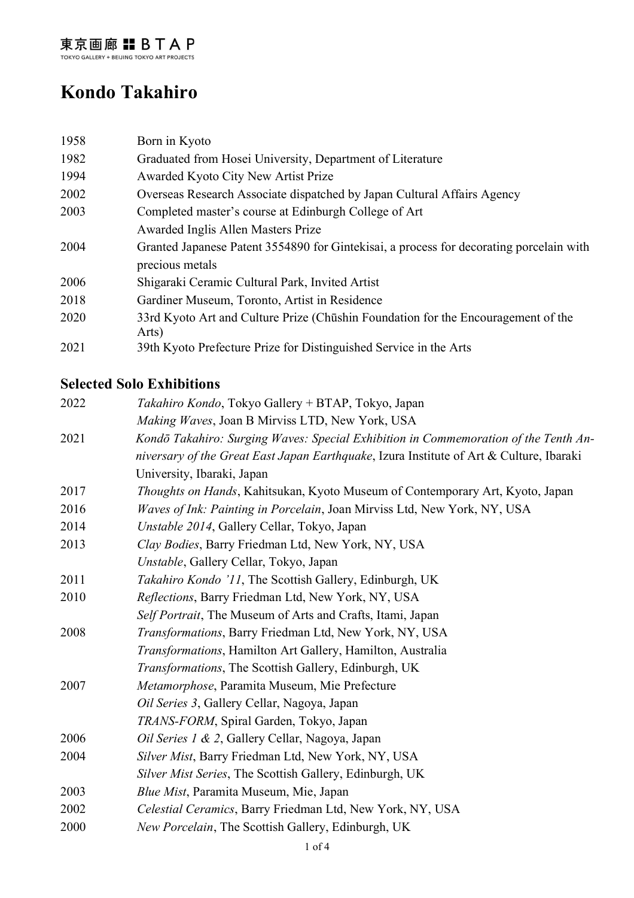東京画廊 BTAP
TOKYO GALLERY + BEIJING TOKYO ART PROJECTS

# Kondo Takahiro

| | |
|---|---|
| 1958 | Born in Kyoto |
| 1982 | Graduated from Hosei University, Department of Literature |
| 1994 | Awarded Kyoto City New Artist Prize |
| 2002 | Overseas Research Associate dispatched by Japan Cultural Affairs Agency |
| 2003 | Completed master's course at Edinburgh College of Art |
| | Awarded Inglis Allen Masters Prize |
| 2004 | Granted Japanese Patent 3554890 for Gintekisai, a process for decorating porcelain with precious metals |
| 2006 | Shigaraki Ceramic Cultural Park, Invited Artist |
| 2018 | Gardiner Museum, Toronto, Artist in Residence |
| 2020 | 33rd Kyoto Art and Culture Prize (Chūshin Foundation for the Encouragement of the Arts) |
| 2021 | 39th Kyoto Prefecture Prize for Distinguished Service in the Arts |

## Selected Solo Exhibitions

| | |
|---|---|
| 2022 | *Takahiro Kondo*, Tokyo Gallery + BTAP, Tokyo, Japan |
| | *Making Waves*, Joan B Mirviss LTD, New York, USA |
| 2021 | *Kondō Takahiro: Surging Waves: Special Exhibition in Commemoration of the Tenth Anniversary of the Great East Japan Earthquake*, Izura Institute of Art & Culture, Ibaraki University, Ibaraki, Japan |
| 2017 | *Thoughts on Hands*, Kahitsukan, Kyoto Museum of Contemporary Art, Kyoto, Japan |
| 2016 | *Waves of Ink: Painting in Porcelain*, Joan Mirviss Ltd, New York, NY, USA |
| 2014 | *Unstable 2014*, Gallery Cellar, Tokyo, Japan |
| 2013 | *Clay Bodies*, Barry Friedman Ltd, New York, NY, USA |
| | *Unstable*, Gallery Cellar, Tokyo, Japan |
| 2011 | *Takahiro Kondo '11*, The Scottish Gallery, Edinburgh, UK |
| 2010 | *Reflections*, Barry Friedman Ltd, New York, NY, USA |
| | *Self Portrait*, The Museum of Arts and Crafts, Itami, Japan |
| 2008 | *Transformations*, Barry Friedman Ltd, New York, NY, USA |
| | *Transformations*, Hamilton Art Gallery, Hamilton, Australia |
| | *Transformations*, The Scottish Gallery, Edinburgh, UK |
| 2007 | *Metamorphose*, Paramita Museum, Mie Prefecture |
| | *Oil Series 3*, Gallery Cellar, Nagoya, Japan |
| | *TRANS-FORM*, Spiral Garden, Tokyo, Japan |
| 2006 | *Oil Series 1 & 2*, Gallery Cellar, Nagoya, Japan |
| 2004 | *Silver Mist*, Barry Friedman Ltd, New York, NY, USA |
| | *Silver Mist Series*, The Scottish Gallery, Edinburgh, UK |
| 2003 | *Blue Mist*, Paramita Museum, Mie, Japan |
| 2002 | *Celestial Ceramics*, Barry Friedman Ltd, New York, NY, USA |
| 2000 | *New Porcelain*, The Scottish Gallery, Edinburgh, UK |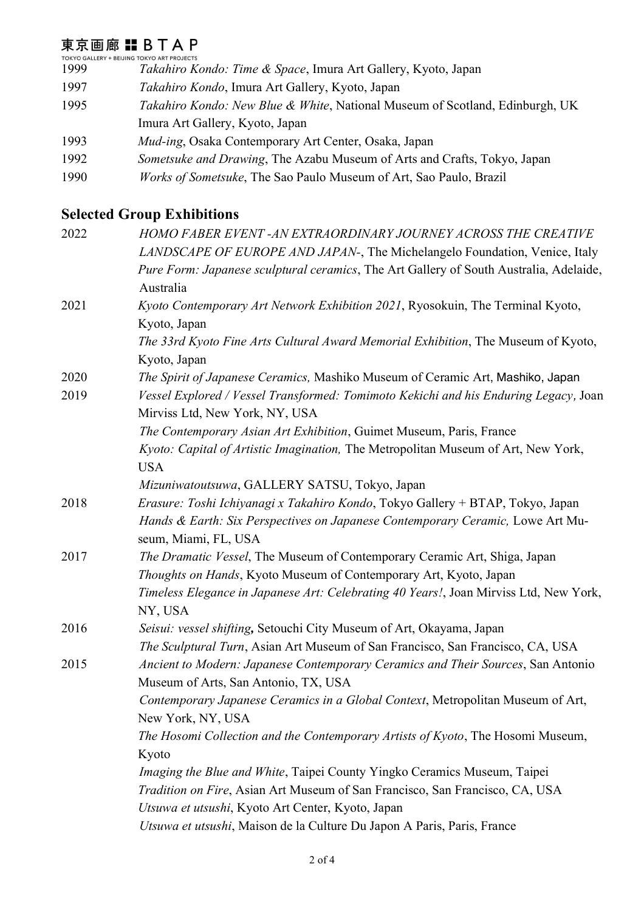1999 *Takahiro Kondo: Time & Space*, Imura Art Gallery, Kyoto, Japan

1997 *Takahiro Kondo*, Imura Art Gallery, Kyoto, Japan

1995 *Takahiro Kondo: New Blue & White*, National Museum of Scotland, Edinburgh, UK
Imura Art Gallery, Kyoto, Japan

1993 *Mud-ing*, Osaka Contemporary Art Center, Osaka, Japan

1992 *Sometsuke and Drawing*, The Azabu Museum of Arts and Crafts, Tokyo, Japan

1990 *Works of Sometsuke*, The Sao Paulo Museum of Art, Sao Paulo, Brazil

## Selected Group Exhibitions

2022 *HOMO FABER EVENT -AN EXTRAORDINARY JOURNEY ACROSS THE CREATIVE LANDSCAPE OF EUROPE AND JAPAN-*, The Michelangelo Foundation, Venice, Italy
*Pure Form: Japanese sculptural ceramics*, The Art Gallery of South Australia, Adelaide, Australia

2021 *Kyoto Contemporary Art Network Exhibition 2021*, Ryosokuin, The Terminal Kyoto, Kyoto, Japan
*The 33rd Kyoto Fine Arts Cultural Award Memorial Exhibition*, The Museum of Kyoto, Kyoto, Japan

2020 *The Spirit of Japanese Ceramics,* Mashiko Museum of Ceramic Art, Mashiko, Japan

2019 *Vessel Explored / Vessel Transformed: Tomimoto Kekichi and his Enduring Legacy,* Joan Mirviss Ltd, New York, NY, USA
*The Contemporary Asian Art Exhibition*, Guimet Museum, Paris, France
*Kyoto: Capital of Artistic Imagination,* The Metropolitan Museum of Art, New York, USA
*Mizuniwatoutsuwa*, GALLERY SATSU, Tokyo, Japan

2018 *Erasure: Toshi Ichiyanagi x Takahiro Kondo*, Tokyo Gallery + BTAP, Tokyo, Japan
*Hands & Earth: Six Perspectives on Japanese Contemporary Ceramic,* Lowe Art Museum, Miami, FL, USA

2017 *The Dramatic Vessel*, The Museum of Contemporary Ceramic Art, Shiga, Japan
*Thoughts on Hands*, Kyoto Museum of Contemporary Art, Kyoto, Japan
*Timeless Elegance in Japanese Art: Celebrating 40 Years!*, Joan Mirviss Ltd, New York, NY, USA

2016 *Seisui: vessel shifting***,** Setouchi City Museum of Art, Okayama, Japan
*The Sculptural Turn*, Asian Art Museum of San Francisco, San Francisco, CA, USA

2015 *Ancient to Modern: Japanese Contemporary Ceramics and Their Sources*, San Antonio Museum of Arts, San Antonio, TX, USA
*Contemporary Japanese Ceramics in a Global Context*, Metropolitan Museum of Art, New York, NY, USA
*The Hosomi Collection and the Contemporary Artists of Kyoto*, The Hosomi Museum, Kyoto
*Imaging the Blue and White*, Taipei County Yingko Ceramics Museum, Taipei
*Tradition on Fire*, Asian Art Museum of San Francisco, San Francisco, CA, USA
*Utsuwa et utsushi*, Kyoto Art Center, Kyoto, Japan
*Utsuwa et utsushi*, Maison de la Culture Du Japon A Paris, Paris, France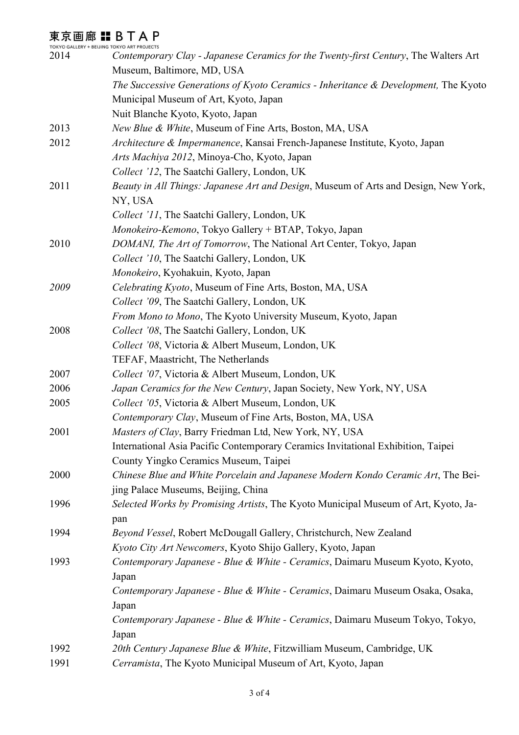| | |
|---|---|
| 2014 | *Contemporary Clay - Japanese Ceramics for the Twenty-first Century*, The Walters Art Museum, Baltimore, MD, USA |
| | *The Successive Generations of Kyoto Ceramics - Inheritance & Development,* The Kyoto Municipal Museum of Art, Kyoto, Japan |
| | Nuit Blanche Kyoto, Kyoto, Japan |
| 2013 | *New Blue & White*, Museum of Fine Arts, Boston, MA, USA |
| 2012 | *Architecture & Impermanence*, Kansai French-Japanese Institute, Kyoto, Japan |
| | *Arts Machiya 2012*, Minoya-Cho, Kyoto, Japan |
| | *Collect '12*, The Saatchi Gallery, London, UK |
| 2011 | *Beauty in All Things: Japanese Art and Design*, Museum of Arts and Design, New York, NY, USA |
| | *Collect '11*, The Saatchi Gallery, London, UK |
| | *Monokeiro-Kemono*, Tokyo Gallery + BTAP, Tokyo, Japan |
| 2010 | *DOMANI, The Art of Tomorrow*, The National Art Center, Tokyo, Japan |
| | *Collect '10*, The Saatchi Gallery, London, UK |
| | *Monokeiro*, Kyohakuin, Kyoto, Japan |
| *2009* | *Celebrating Kyoto*, Museum of Fine Arts, Boston, MA, USA |
| | *Collect '09*, The Saatchi Gallery, London, UK |
| | *From Mono to Mono*, The Kyoto University Museum, Kyoto, Japan |
| 2008 | *Collect '08*, The Saatchi Gallery, London, UK |
| | *Collect '08*, Victoria & Albert Museum, London, UK |
| | TEFAF, Maastricht, The Netherlands |
| 2007 | *Collect '07*, Victoria & Albert Museum, London, UK |
| 2006 | *Japan Ceramics for the New Century*, Japan Society, New York, NY, USA |
| 2005 | *Collect '05*, Victoria & Albert Museum, London, UK |
| | *Contemporary Clay*, Museum of Fine Arts, Boston, MA, USA |
| 2001 | *Masters of Clay*, Barry Friedman Ltd, New York, NY, USA |
| | International Asia Pacific Contemporary Ceramics Invitational Exhibition, Taipei County Yingko Ceramics Museum, Taipei |
| 2000 | *Chinese Blue and White Porcelain and Japanese Modern Kondo Ceramic Art*, The Beijing Palace Museums, Beijing, China |
| 1996 | *Selected Works by Promising Artists*, The Kyoto Municipal Museum of Art, Kyoto, Japan |
| 1994 | *Beyond Vessel*, Robert McDougall Gallery, Christchurch, New Zealand |
| | *Kyoto City Art Newcomers*, Kyoto Shijo Gallery, Kyoto, Japan |
| 1993 | *Contemporary Japanese - Blue & White - Ceramics*, Daimaru Museum Kyoto, Kyoto, Japan |
| | *Contemporary Japanese - Blue & White - Ceramics*, Daimaru Museum Osaka, Osaka, Japan |
| | *Contemporary Japanese - Blue & White - Ceramics*, Daimaru Museum Tokyo, Tokyo, Japan |
| 1992 | *20th Century Japanese Blue & White*, Fitzwilliam Museum, Cambridge, UK |
| 1991 | *Cerramista*, The Kyoto Municipal Museum of Art, Kyoto, Japan |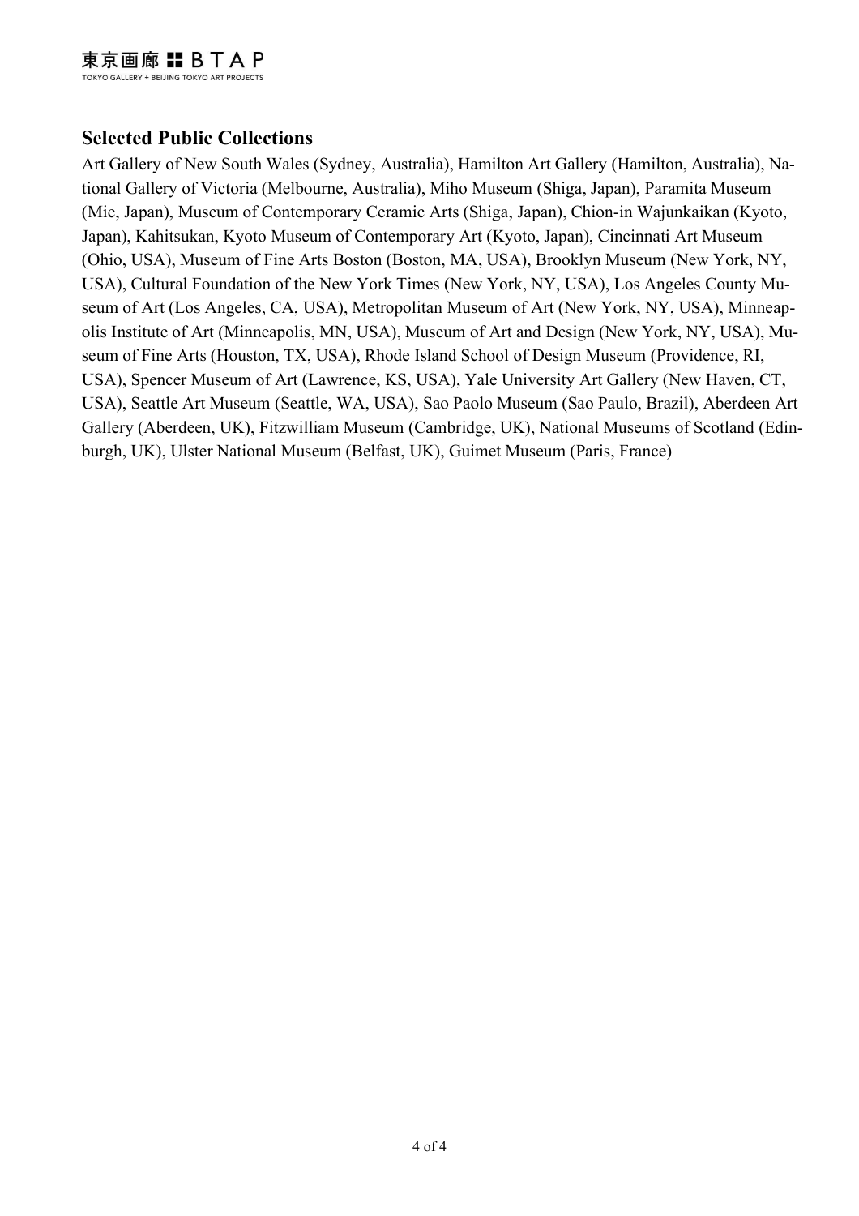## Selected Public Collections

Art Gallery of New South Wales (Sydney, Australia), Hamilton Art Gallery (Hamilton, Australia), National Gallery of Victoria (Melbourne, Australia), Miho Museum (Shiga, Japan), Paramita Museum (Mie, Japan), Museum of Contemporary Ceramic Arts (Shiga, Japan), Chion-in Wajunkaikan (Kyoto, Japan), Kahitsukan, Kyoto Museum of Contemporary Art (Kyoto, Japan), Cincinnati Art Museum (Ohio, USA), Museum of Fine Arts Boston (Boston, MA, USA), Brooklyn Museum (New York, NY, USA), Cultural Foundation of the New York Times (New York, NY, USA), Los Angeles County Museum of Art (Los Angeles, CA, USA), Metropolitan Museum of Art (New York, NY, USA), Minneapolis Institute of Art (Minneapolis, MN, USA), Museum of Art and Design (New York, NY, USA), Museum of Fine Arts (Houston, TX, USA), Rhode Island School of Design Museum (Providence, RI, USA), Spencer Museum of Art (Lawrence, KS, USA), Yale University Art Gallery (New Haven, CT, USA), Seattle Art Museum (Seattle, WA, USA), Sao Paolo Museum (Sao Paulo, Brazil), Aberdeen Art Gallery (Aberdeen, UK), Fitzwilliam Museum (Cambridge, UK), National Museums of Scotland (Edinburgh, UK), Ulster National Museum (Belfast, UK), Guimet Museum (Paris, France)